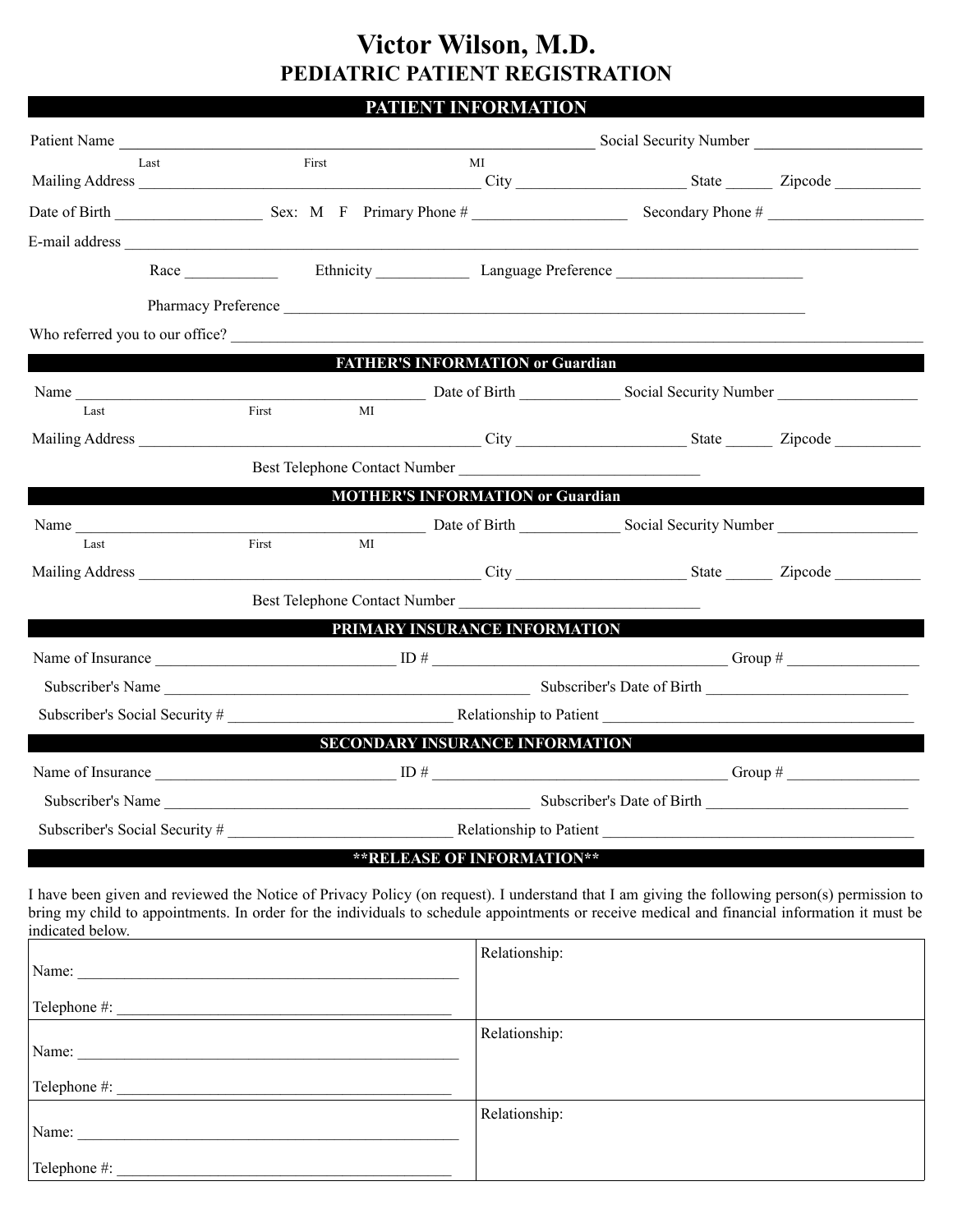# Victor Wilson, M.D.

## PEDIATRIC PATIENT REGISTRATION

### PATIENT INFORMATION

Patient Name ____________________________________________ Social Security Number ________________
Last First MI

Mailing Address ____________________________________ City ___________________ State ______ Zipcode __________

Date of Birth _________________ Sex: M F Primary Phone # _________________ Secondary Phone # _________________

E-mail address ______________________________________________________________________________

Race ___________ Ethnicity ___________ Language Preference ____________________

Pharmacy Preference _____________________________________________________________

Who referred you to our office? ____________________________________________________________

### FATHER'S INFORMATION or Guardian

Name ____________________________________ Date of Birth ___________ Social Security Number ________________
Last First MI

Mailing Address ____________________________________ City ___________________ State ______ Zipcode __________

Best Telephone Contact Number ____________________________

### MOTHER'S INFORMATION or Guardian

Name ____________________________________ Date of Birth ___________ Social Security Number ________________
Last First MI

Mailing Address ____________________________________ City ___________________ State ______ Zipcode __________

Best Telephone Contact Number ____________________________

### PRIMARY INSURANCE INFORMATION

Name of Insurance ___________________________ ID # __________________________________ Group # _______________

Subscriber's Name ____________________________________________ Subscriber's Date of Birth ______________________

Subscriber's Social Security # ___________________________ Relationship to Patient ____________________________________

### SECONDARY INSURANCE INFORMATION

Name of Insurance ___________________________ ID # __________________________________ Group # _______________

Subscriber's Name ____________________________________________ Subscriber's Date of Birth ______________________

Subscriber's Social Security # ___________________________ Relationship to Patient ____________________________________

### **RELEASE OF INFORMATION**

I have been given and reviewed the Notice of Privacy Policy (on request). I understand that I am giving the following person(s) permission to bring my child to appointments. In order for the individuals to schedule appointments or receive medical and financial information it must be indicated below.

| | |
|---|---|
| Name: ____________________________________<br><br>Telephone #: _______________________________ | Relationship: |
| Name: ____________________________________<br><br>Telephone #: _______________________________ | Relationship: |
| Name: ____________________________________<br><br>Telephone #: _______________________________ | Relationship: |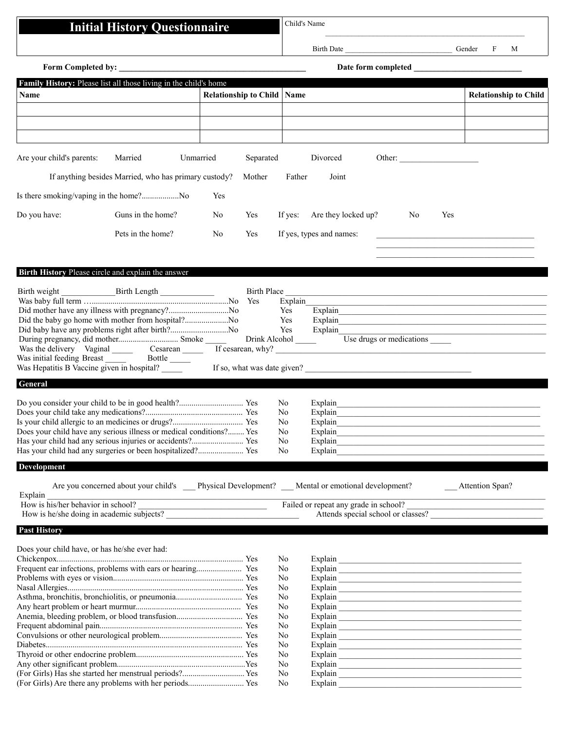# Initial History Questionnaire

Child's Name ______________________________

Birth Date ____________________________ Gender F M

**Form Completed by:** ______________________________ **Date form completed** ______________________

## Family History: Please list all those living in the child's home

| Name | Relationship to Child | Name | Relationship to Child |
|---|---|---|---|
| | | | |
| | | | |
| | | | |

Are your child's parents: Married Unmarried Separated Divorced Other: ________________

If anything besides Married, who has primary custody? Mother Father Joint

Is there smoking/vaping in the home?..................No Yes

Do you have: Guns in the home? No Yes If yes: Are they locked up? No Yes

Pets in the home? No Yes If yes, types and names: ______________________________

## Birth History Please circle and explain the answer

Birth weight ____________ Birth Length ____________ Birth Place ______________________________

Was baby full term ….................................................................No Yes Explain______________________________

Did mother have any illness with pregnancy?.............................No Yes Explain______________________________

Did the baby go home with mother from hospital?....................No Yes Explain______________________________

Did baby have any problems right after birth?...........................No Yes Explain______________________________

During pregnancy, did mother............................ Smoke _____ Drink Alcohol _____ Use drugs or medications _____

Was the delivery Vaginal _____ Cesarean _____ If cesarean, why? ______________________________

Was initial feeding Breast _____ Bottle _____

Was Hepatitis B Vaccine given in hospital? _____ If so, what was date given? ______________________________

## General

Do you consider your child to be in good health?............................... Yes No Explain______________________________

Does your child take any medications?............................................... Yes No Explain______________________________

Is your child allergic to an medicines or drugs?.................................. Yes No Explain______________________________

Does your child have any serious illness or medical conditions?........ Yes No Explain______________________________

Has your child had any serious injuries or accidents?......................... Yes No Explain______________________________

Has your child had any surgeries or been hospitalized?...................... Yes No Explain______________________________

## Development

Are you concerned about your child's ___ Physical Development? ___ Mental or emotional development? ___ Attention Span?

Explain ______________________________

How is his/her behavior in school? ______________________ Failed or repeat any grade in school? ______________________

How is he/she doing in academic subjects? ______________________ Attends special school or classes? ______________________

## Past History

Does your child have, or has he/she ever had:

Chickenpox......................................................................................... Yes No Explain ______________________________

Frequent ear infections, problems with ears or hearing...................... Yes No Explain ______________________________

Problems with eyes or vision.............................................................. Yes No Explain ______________________________

Nasal Allergies.................................................................................... Yes No Explain ______________________________

Asthma, bronchitis, bronchiolitis, or pneumonia................................ Yes No Explain ______________________________

Any heart problem or heart murmur.................................................. Yes No Explain ______________________________

Anemia, bleeding problem, or blood transfusion................................ Yes No Explain ______________________________

Frequent abdominal pain.................................................................... Yes No Explain ______________________________

Convulsions or other neurological problem....................................... Yes No Explain ______________________________

Diabetes.............................................................................................. Yes No Explain ______________________________

Thyroid or other endocrine problem................................................... Yes No Explain ______________________________

Any other significant problem.............................................................Yes No Explain ______________________________

(For Girls) Has she started her menstrual periods?.............................. Yes No Explain ______________________________

(For Girls) Are there any problems with her periods........................... Yes No Explain ______________________________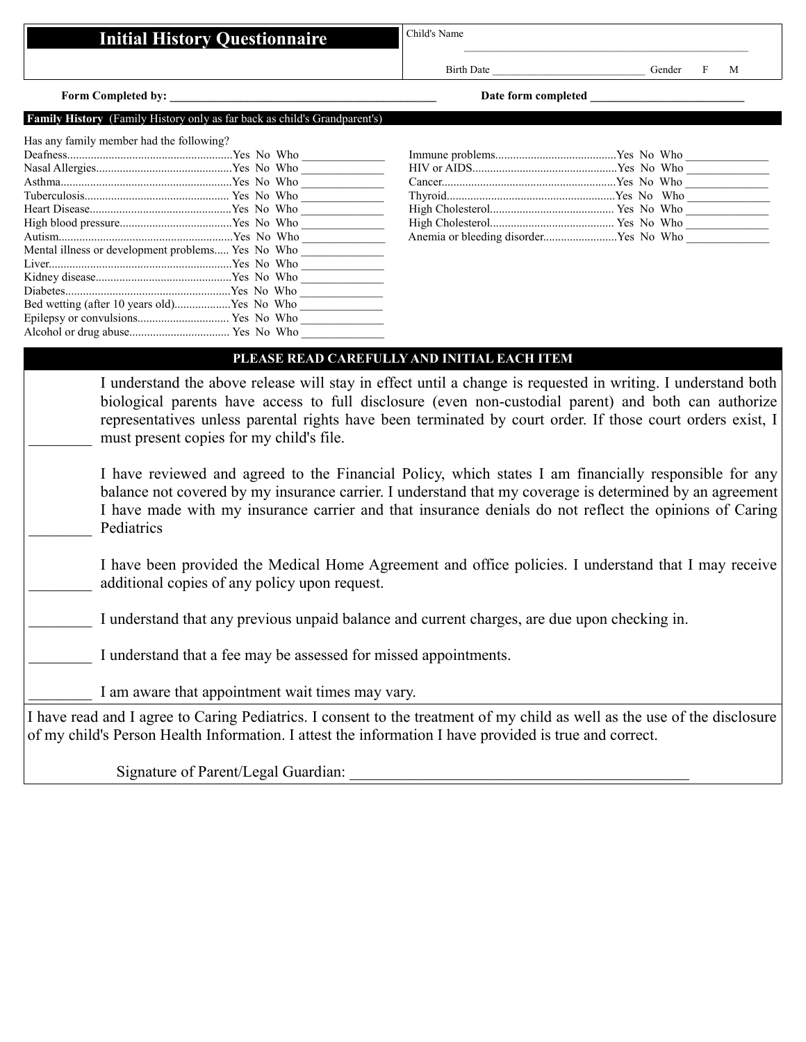# Initial History Questionnaire

Child's Name ____________________________________________

Birth Date ____________________________ Gender F M

**Form Completed by:** ____________________________________________ **Date form completed** __________________________

**Family History** (Family History only as far back as child's Grandparent's)

Has any family member had the following?

| Condition | Yes | No | Who |
|---|---|---|---|
| Deafness | Yes | No | Who ______________ |
| Nasal Allergies | Yes | No | Who ______________ |
| Asthma | Yes | No | Who ______________ |
| Tuberculosis | Yes | No | Who ______________ |
| Heart Disease | Yes | No | Who ______________ |
| High blood pressure | Yes | No | Who ______________ |
| Autism | Yes | No | Who ______________ |
| Mental illness or development problems | Yes | No | Who ______________ |
| Liver | Yes | No | Who ______________ |
| Kidney disease | Yes | No | Who ______________ |
| Diabetes | Yes | No | Who ______________ |
| Bed wetting (after 10 years old) | Yes | No | Who ______________ |
| Epilepsy or convulsions | Yes | No | Who ______________ |
| Alcohol or drug abuse | Yes | No | Who ______________ |
| Immune problems | Yes | No | Who ______________ |
| HIV or AIDS | Yes | No | Who ______________ |
| Cancer | Yes | No | Who ______________ |
| Thyroid | Yes | No | Who ______________ |
| High Cholesterol | Yes | No | Who ______________ |
| High Cholesterol | Yes | No | Who ______________ |
| Anemia or bleeding disorder | Yes | No | Who ______________ |

**PLEASE READ CAREFULLY AND INITIAL EACH ITEM**

________ I understand the above release will stay in effect until a change is requested in writing. I understand both biological parents have access to full disclosure (even non-custodial parent) and both can authorize representatives unless parental rights have been terminated by court order. If those court orders exist, I must present copies for my child's file.

________ I have reviewed and agreed to the Financial Policy, which states I am financially responsible for any balance not covered by my insurance carrier. I understand that my coverage is determined by an agreement I have made with my insurance carrier and that insurance denials do not reflect the opinions of Caring Pediatrics

________ I have been provided the Medical Home Agreement and office policies. I understand that I may receive additional copies of any policy upon request.

________ I understand that any previous unpaid balance and current charges, are due upon checking in.

________ I understand that a fee may be assessed for missed appointments.

________ I am aware that appointment wait times may vary.

I have read and I agree to Caring Pediatrics. I consent to the treatment of my child as well as the use of the disclosure of my child's Person Health Information. I attest the information I have provided is true and correct.

Signature of Parent/Legal Guardian: ______________________________________________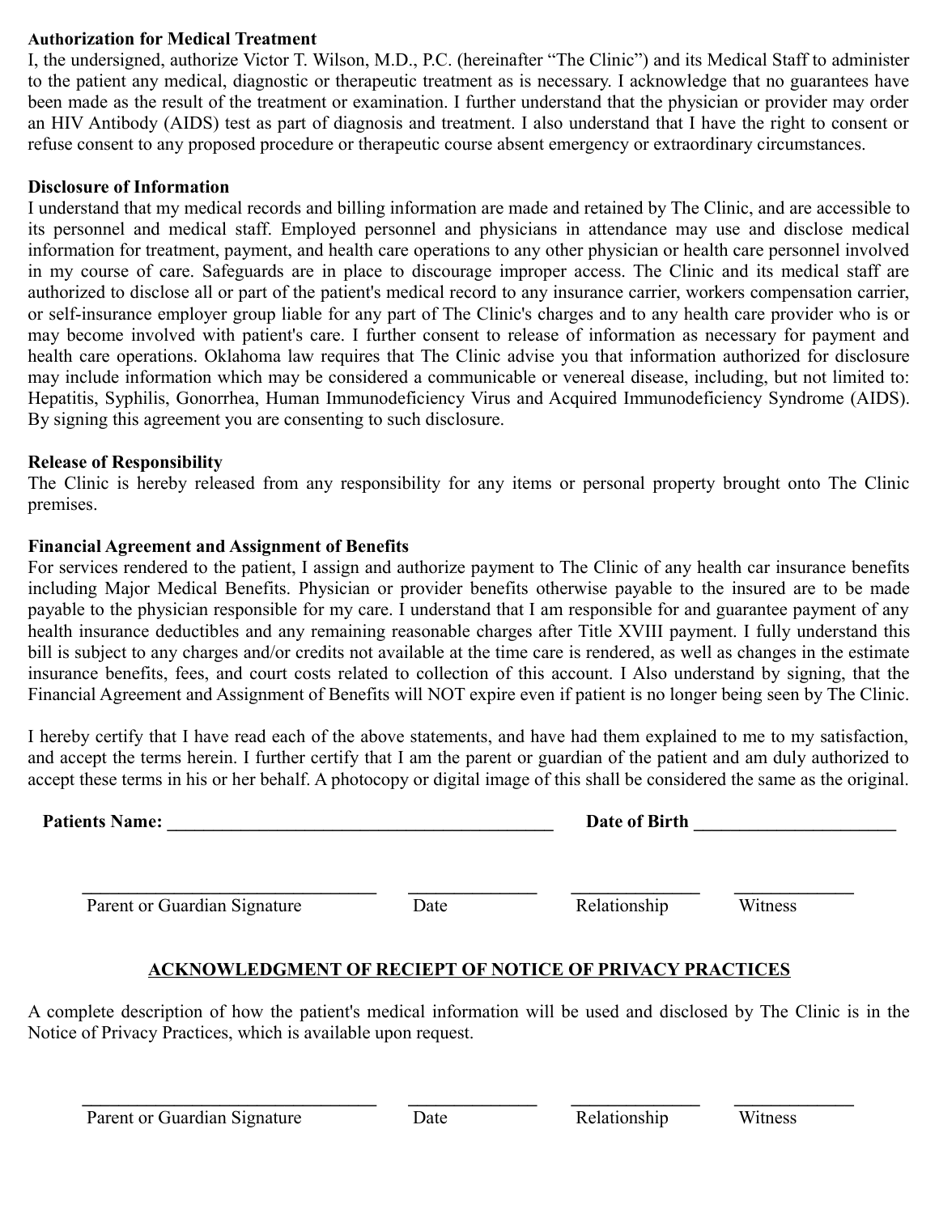**Authorization for Medical Treatment**

I, the undersigned, authorize Victor T. Wilson, M.D., P.C. (hereinafter "The Clinic") and its Medical Staff to administer to the patient any medical, diagnostic or therapeutic treatment as is necessary. I acknowledge that no guarantees have been made as the result of the treatment or examination. I further understand that the physician or provider may order an HIV Antibody (AIDS) test as part of diagnosis and treatment. I also understand that I have the right to consent or refuse consent to any proposed procedure or therapeutic course absent emergency or extraordinary circumstances.

**Disclosure of Information**

I understand that my medical records and billing information are made and retained by The Clinic, and are accessible to its personnel and medical staff. Employed personnel and physicians in attendance may use and disclose medical information for treatment, payment, and health care operations to any other physician or health care personnel involved in my course of care. Safeguards are in place to discourage improper access. The Clinic and its medical staff are authorized to disclose all or part of the patient's medical record to any insurance carrier, workers compensation carrier, or self-insurance employer group liable for any part of The Clinic's charges and to any health care provider who is or may become involved with patient's care. I further consent to release of information as necessary for payment and health care operations. Oklahoma law requires that The Clinic advise you that information authorized for disclosure may include information which may be considered a communicable or venereal disease, including, but not limited to: Hepatitis, Syphilis, Gonorrhea, Human Immunodeficiency Virus and Acquired Immunodeficiency Syndrome (AIDS). By signing this agreement you are consenting to such disclosure.

**Release of Responsibility**

The Clinic is hereby released from any responsibility for any items or personal property brought onto The Clinic premises.

**Financial Agreement and Assignment of Benefits**

For services rendered to the patient, I assign and authorize payment to The Clinic of any health car insurance benefits including Major Medical Benefits. Physician or provider benefits otherwise payable to the insured are to be made payable to the physician responsible for my care. I understand that I am responsible for and guarantee payment of any health insurance deductibles and any remaining reasonable charges after Title XVIII payment. I fully understand this bill is subject to any charges and/or credits not available at the time care is rendered, as well as changes in the estimate insurance benefits, fees, and court costs related to collection of this account. I Also understand by signing, that the Financial Agreement and Assignment of Benefits will NOT expire even if patient is no longer being seen by The Clinic.

I hereby certify that I have read each of the above statements, and have had them explained to me to my satisfaction, and accept the terms herein. I further certify that I am the parent or guardian of the patient and am duly authorized to accept these terms in his or her behalf. A photocopy or digital image of this shall be considered the same as the original.

**Patients Name:** ____________________________________________ **Date of Birth** ______________________

________________________________ ______________ ______________ ____________

Parent or Guardian Signature Date Relationship Witness

**ACKNOWLEDGMENT OF RECIEPT OF NOTICE OF PRIVACY PRACTICES**

A complete description of how the patient's medical information will be used and disclosed by The Clinic is in the Notice of Privacy Practices, which is available upon request.

________________________________ ______________ ______________ ____________

Parent or Guardian Signature Date Relationship Witness